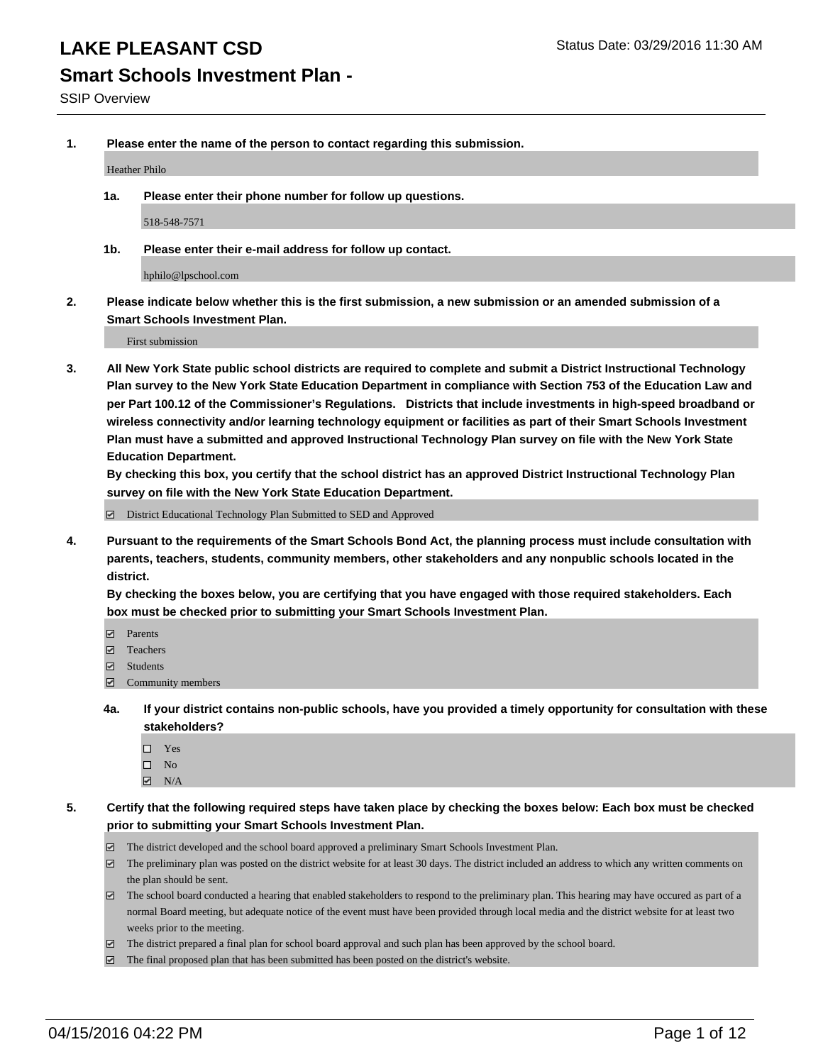# LAKE PLEASANT CSD

Status Date: 03/29/2016 11:30 AM

## Smart Schools Investment Plan -

SSIP Overview

**1. Please enter the name of the person to contact regarding this submission.**

Heather Philo

**1a. Please enter their phone number for follow up questions.**

518-548-7571

**1b. Please enter their e-mail address for follow up contact.**

hphilo@lpschool.com

**2. Please indicate below whether this is the first submission, a new submission or an amended submission of a Smart Schools Investment Plan.**

First submission

**3. All New York State public school districts are required to complete and submit a District Instructional Technology Plan survey to the New York State Education Department in compliance with Section 753 of the Education Law and per Part 100.12 of the Commissioner's Regulations. Districts that include investments in high-speed broadband or wireless connectivity and/or learning technology equipment or facilities as part of their Smart Schools Investment Plan must have a submitted and approved Instructional Technology Plan survey on file with the New York State Education Department.**
**By checking this box, you certify that the school district has an approved District Instructional Technology Plan survey on file with the New York State Education Department.**

- [x] District Educational Technology Plan Submitted to SED and Approved

**4. Pursuant to the requirements of the Smart Schools Bond Act, the planning process must include consultation with parents, teachers, students, community members, other stakeholders and any nonpublic schools located in the district.**
**By checking the boxes below, you are certifying that you have engaged with those required stakeholders. Each box must be checked prior to submitting your Smart Schools Investment Plan.**

- [x] Parents
- [x] Teachers
- [x] Students
- [x] Community members

**4a. If your district contains non-public schools, have you provided a timely opportunity for consultation with these stakeholders?**

- [ ] Yes
- [ ] No
- [x] N/A

**5. Certify that the following required steps have taken place by checking the boxes below: Each box must be checked prior to submitting your Smart Schools Investment Plan.**

- [x] The district developed and the school board approved a preliminary Smart Schools Investment Plan.
- [x] The preliminary plan was posted on the district website for at least 30 days. The district included an address to which any written comments on the plan should be sent.
- [x] The school board conducted a hearing that enabled stakeholders to respond to the preliminary plan. This hearing may have occured as part of a normal Board meeting, but adequate notice of the event must have been provided through local media and the district website for at least two weeks prior to the meeting.
- [x] The district prepared a final plan for school board approval and such plan has been approved by the school board.
- [x] The final proposed plan that has been submitted has been posted on the district's website.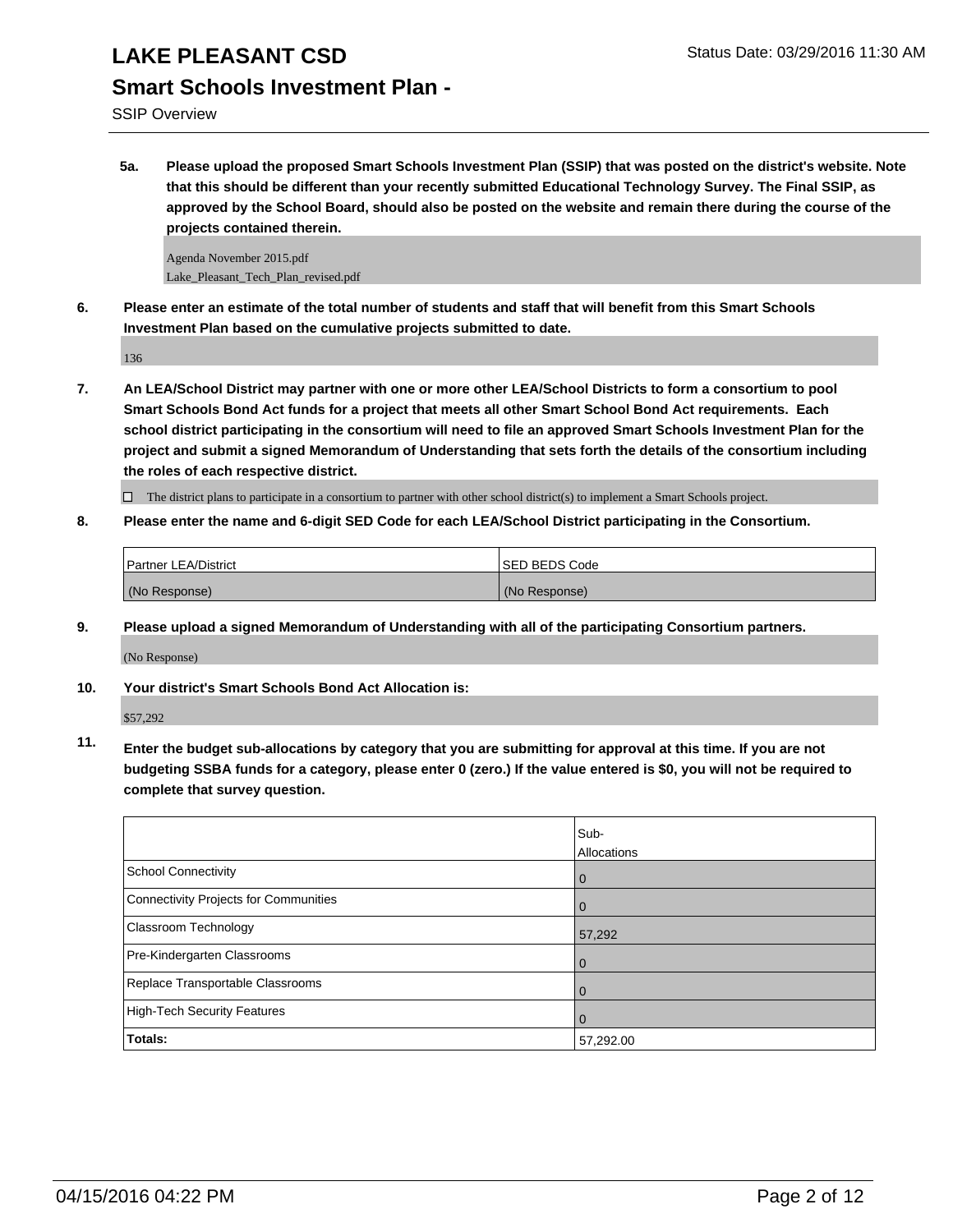# LAKE PLEASANT CSD

Status Date: 03/29/2016 11:30 AM

## Smart Schools Investment Plan -

SSIP Overview

**5a. Please upload the proposed Smart Schools Investment Plan (SSIP) that was posted on the district's website. Note that this should be different than your recently submitted Educational Technology Survey. The Final SSIP, as approved by the School Board, should also be posted on the website and remain there during the course of the projects contained therein.**

Agenda November 2015.pdf
Lake_Pleasant_Tech_Plan_revised.pdf

**6. Please enter an estimate of the total number of students and staff that will benefit from this Smart Schools Investment Plan based on the cumulative projects submitted to date.**

136

**7. An LEA/School District may partner with one or more other LEA/School Districts to form a consortium to pool Smart Schools Bond Act funds for a project that meets all other Smart School Bond Act requirements. Each school district participating in the consortium will need to file an approved Smart Schools Investment Plan for the project and submit a signed Memorandum of Understanding that sets forth the details of the consortium including the roles of each respective district.**

☐ The district plans to participate in a consortium to partner with other school district(s) to implement a Smart Schools project.

**8. Please enter the name and 6-digit SED Code for each LEA/School District participating in the Consortium.**

| Partner LEA/District | SED BEDS Code |
|---|---|
| (No Response) | (No Response) |

**9. Please upload a signed Memorandum of Understanding with all of the participating Consortium partners.**

(No Response)

**10. Your district's Smart Schools Bond Act Allocation is:**

$57,292

**11. Enter the budget sub-allocations by category that you are submitting for approval at this time. If you are not budgeting SSBA funds for a category, please enter 0 (zero.) If the value entered is $0, you will not be required to complete that survey question.**

| | Sub-Allocations |
|---|---|
| School Connectivity | 0 |
| Connectivity Projects for Communities | 0 |
| Classroom Technology | 57,292 |
| Pre-Kindergarten Classrooms | 0 |
| Replace Transportable Classrooms | 0 |
| High-Tech Security Features | 0 |
| **Totals:** | 57,292.00 |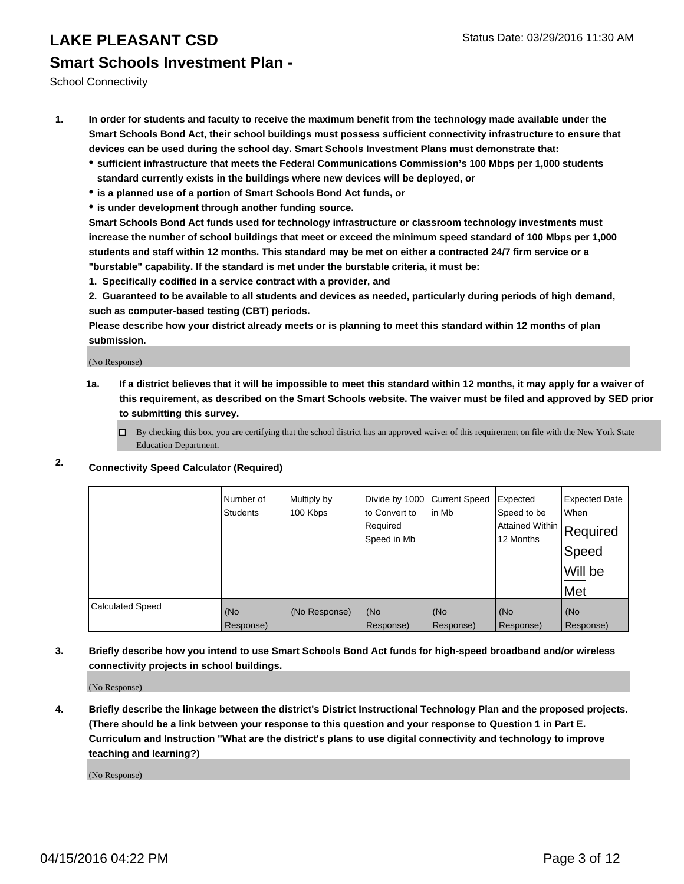# LAKE PLEASANT CSD

## Smart Schools Investment Plan -

School Connectivity

1. **In order for students and faculty to receive the maximum benefit from the technology made available under the Smart Schools Bond Act, their school buildings must possess sufficient connectivity infrastructure to ensure that devices can be used during the school day. Smart Schools Investment Plans must demonstrate that:**
   - **sufficient infrastructure that meets the Federal Communications Commission's 100 Mbps per 1,000 students standard currently exists in the buildings where new devices will be deployed, or**
   - **is a planned use of a portion of Smart Schools Bond Act funds, or**
   - **is under development through another funding source.**

   **Smart Schools Bond Act funds used for technology infrastructure or classroom technology investments must increase the number of school buildings that meet or exceed the minimum speed standard of 100 Mbps per 1,000 students and staff within 12 months. This standard may be met on either a contracted 24/7 firm service or a "burstable" capability. If the standard is met under the burstable criteria, it must be:**

   **1. Specifically codified in a service contract with a provider, and**

   **2. Guaranteed to be available to all students and devices as needed, particularly during periods of high demand, such as computer-based testing (CBT) periods.**

   **Please describe how your district already meets or is planning to meet this standard within 12 months of plan submission.**

   (No Response)

   **1a. If a district believes that it will be impossible to meet this standard within 12 months, it may apply for a waiver of this requirement, as described on the Smart Schools website. The waiver must be filed and approved by SED prior to submitting this survey.**

   ☐ By checking this box, you are certifying that the school district has an approved waiver of this requirement on file with the New York State Education Department.

2. **Connectivity Speed Calculator (Required)**

| | Number of Students | Multiply by 100 Kbps | Divide by 1000 to Convert to Required Speed in Mb | Current Speed in Mb | Expected Speed to be Attained Within 12 Months | Expected Date When Required Speed Will be Met |
|---|---|---|---|---|---|---|
| Calculated Speed | (No Response) | (No Response) | (No Response) | (No Response) | (No Response) | (No Response) |

3. **Briefly describe how you intend to use Smart Schools Bond Act funds for high-speed broadband and/or wireless connectivity projects in school buildings.**

   (No Response)

4. **Briefly describe the linkage between the district's District Instructional Technology Plan and the proposed projects. (There should be a link between your response to this question and your response to Question 1 in Part E. Curriculum and Instruction "What are the district's plans to use digital connectivity and technology to improve teaching and learning?)**

   (No Response)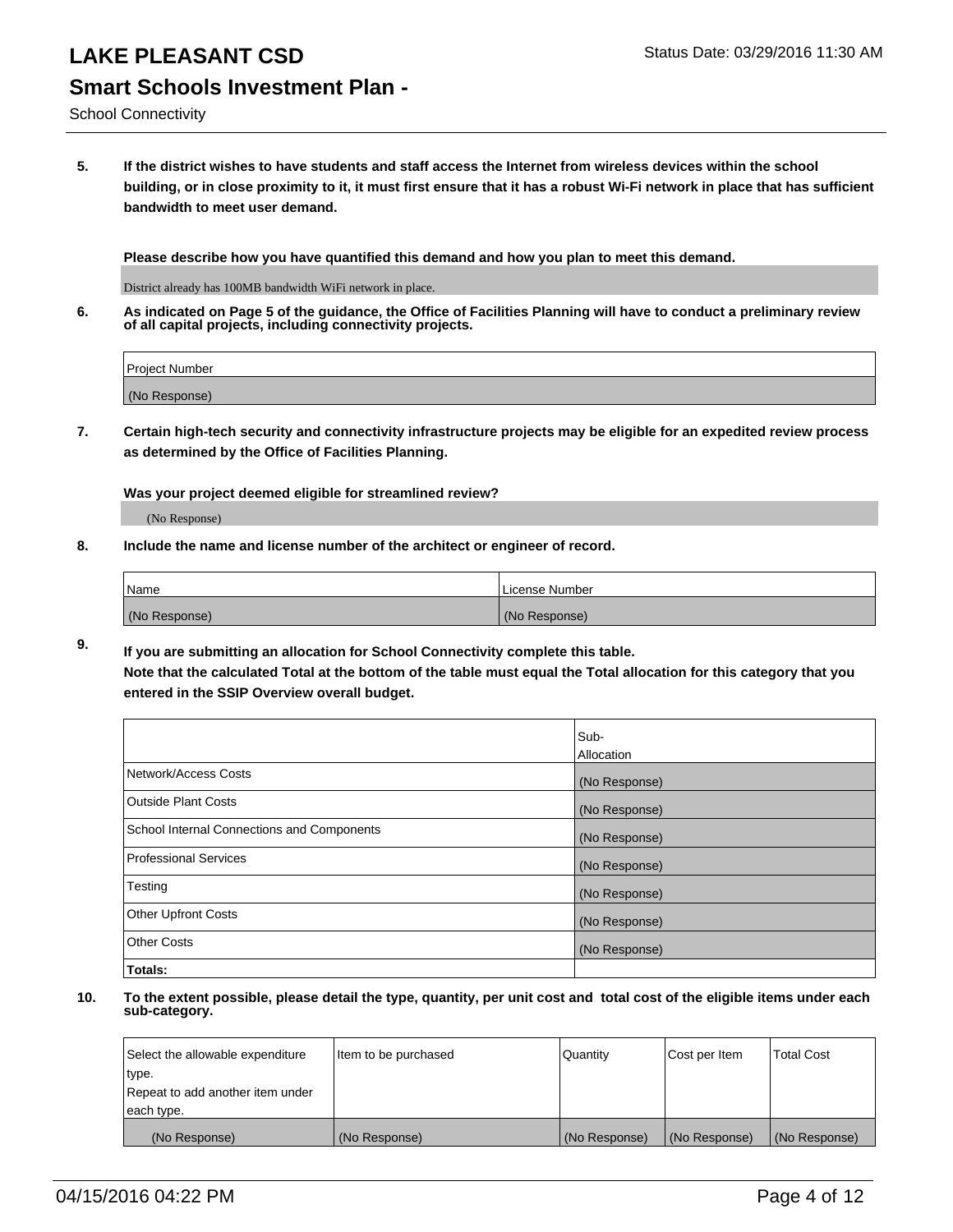# LAKE PLEASANT CSD

Status Date: 03/29/2016 11:30 AM

## Smart Schools Investment Plan -

School Connectivity

**5. If the district wishes to have students and staff access the Internet from wireless devices within the school building, or in close proximity to it, it must first ensure that it has a robust Wi-Fi network in place that has sufficient bandwidth to meet user demand.**

**Please describe how you have quantified this demand and how you plan to meet this demand.**

District already has 100MB bandwidth WiFi network in place.

**6. As indicated on Page 5 of the guidance, the Office of Facilities Planning will have to conduct a preliminary review of all capital projects, including connectivity projects.**

| Project Number |
| --- |
| (No Response) |

**7. Certain high-tech security and connectivity infrastructure projects may be eligible for an expedited review process as determined by the Office of Facilities Planning.**

**Was your project deemed eligible for streamlined review?**

(No Response)

**8. Include the name and license number of the architect or engineer of record.**

| Name | License Number |
| --- | --- |
| (No Response) | (No Response) |

**9. If you are submitting an allocation for School Connectivity complete this table. Note that the calculated Total at the bottom of the table must equal the Total allocation for this category that you entered in the SSIP Overview overall budget.**

| | Sub-Allocation |
| --- | --- |
| Network/Access Costs | (No Response) |
| Outside Plant Costs | (No Response) |
| School Internal Connections and Components | (No Response) |
| Professional Services | (No Response) |
| Testing | (No Response) |
| Other Upfront Costs | (No Response) |
| Other Costs | (No Response) |
| **Totals:** | |

**10. To the extent possible, please detail the type, quantity, per unit cost and total cost of the eligible items under each sub-category.**

| Select the allowable expenditure type. Repeat to add another item under each type. | Item to be purchased | Quantity | Cost per Item | Total Cost |
| --- | --- | --- | --- | --- |
| (No Response) | (No Response) | (No Response) | (No Response) | (No Response) |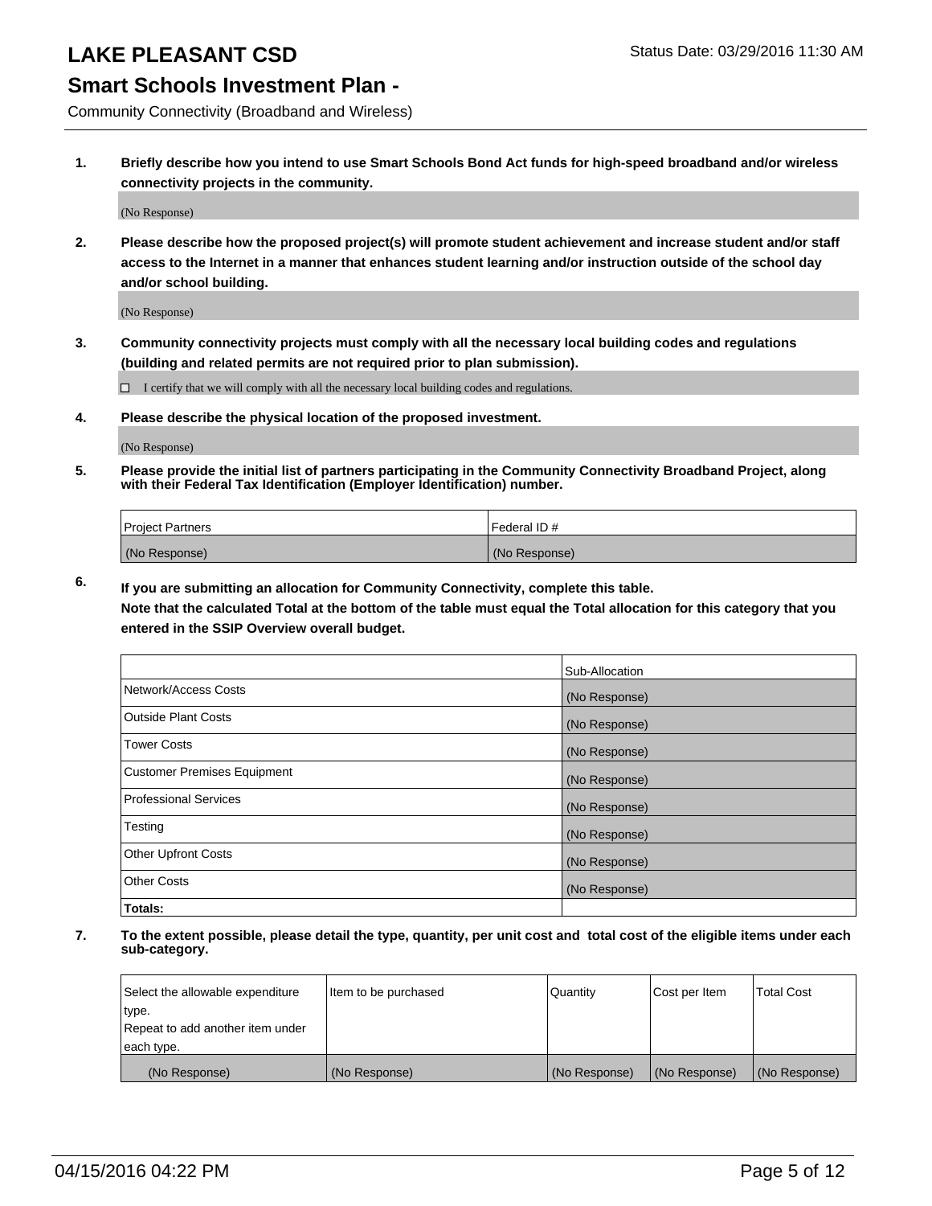# LAKE PLEASANT CSD

Status Date: 03/29/2016 11:30 AM

## Smart Schools Investment Plan -

Community Connectivity (Broadband and Wireless)

**1. Briefly describe how you intend to use Smart Schools Bond Act funds for high-speed broadband and/or wireless connectivity projects in the community.**

(No Response)

**2. Please describe how the proposed project(s) will promote student achievement and increase student and/or staff access to the Internet in a manner that enhances student learning and/or instruction outside of the school day and/or school building.**

(No Response)

**3. Community connectivity projects must comply with all the necessary local building codes and regulations (building and related permits are not required prior to plan submission).**

☐ I certify that we will comply with all the necessary local building codes and regulations.

**4. Please describe the physical location of the proposed investment.**

(No Response)

**5. Please provide the initial list of partners participating in the Community Connectivity Broadband Project, along with their Federal Tax Identification (Employer Identification) number.**

| Project Partners | Federal ID # |
|---|---|
| (No Response) | (No Response) |

**6. If you are submitting an allocation for Community Connectivity, complete this table.**
**Note that the calculated Total at the bottom of the table must equal the Total allocation for this category that you entered in the SSIP Overview overall budget.**

| | Sub-Allocation |
|---|---|
| Network/Access Costs | (No Response) |
| Outside Plant Costs | (No Response) |
| Tower Costs | (No Response) |
| Customer Premises Equipment | (No Response) |
| Professional Services | (No Response) |
| Testing | (No Response) |
| Other Upfront Costs | (No Response) |
| Other Costs | (No Response) |
| **Totals:** | |

**7. To the extent possible, please detail the type, quantity, per unit cost and total cost of the eligible items under each sub-category.**

| Select the allowable expenditure type. Repeat to add another item under each type. | Item to be purchased | Quantity | Cost per Item | Total Cost |
|---|---|---|---|---|
| (No Response) | (No Response) | (No Response) | (No Response) | (No Response) |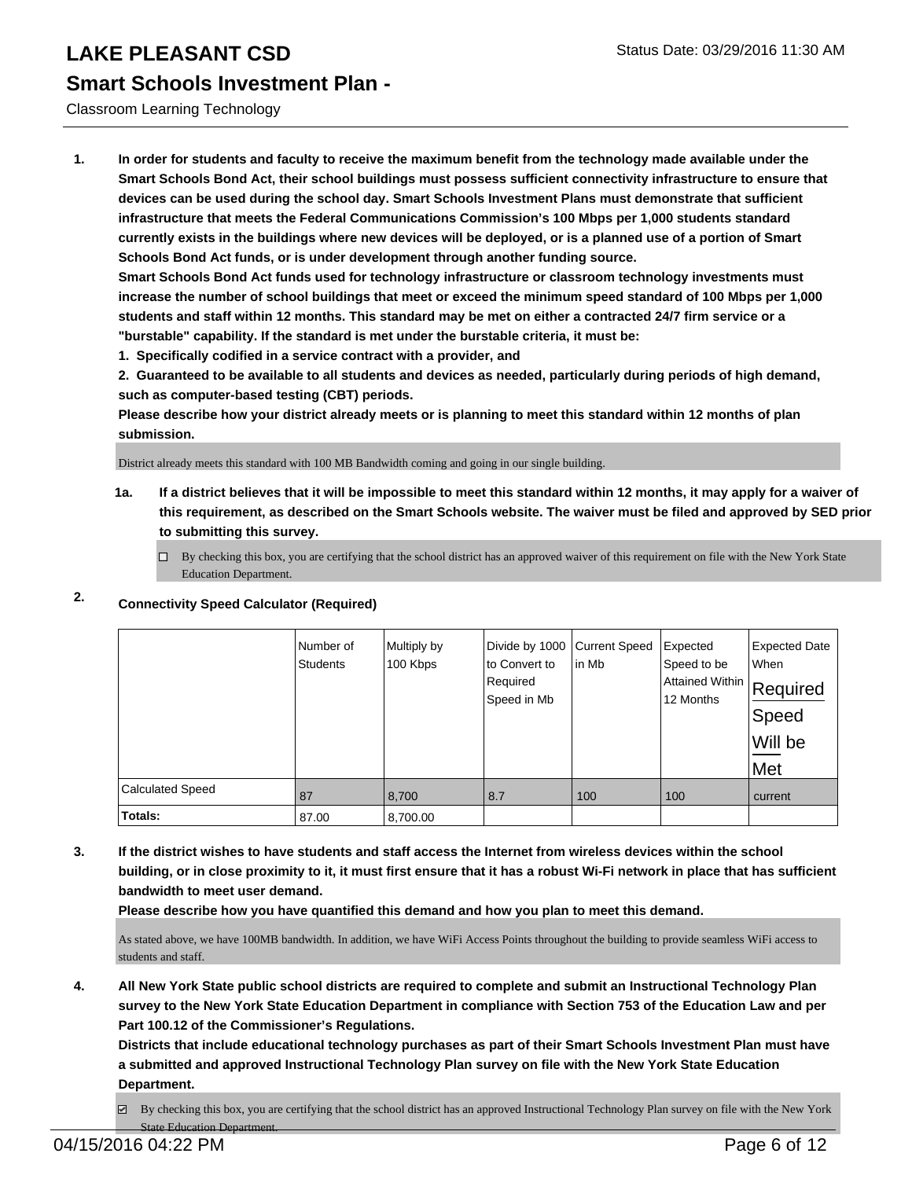# LAKE PLEASANT CSD

Status Date: 03/29/2016 11:30 AM

## Smart Schools Investment Plan -

Classroom Learning Technology

**1. In order for students and faculty to receive the maximum benefit from the technology made available under the Smart Schools Bond Act, their school buildings must possess sufficient connectivity infrastructure to ensure that devices can be used during the school day. Smart Schools Investment Plans must demonstrate that sufficient infrastructure that meets the Federal Communications Commission's 100 Mbps per 1,000 students standard currently exists in the buildings where new devices will be deployed, or is a planned use of a portion of Smart Schools Bond Act funds, or is under development through another funding source.**

**Smart Schools Bond Act funds used for technology infrastructure or classroom technology investments must increase the number of school buildings that meet or exceed the minimum speed standard of 100 Mbps per 1,000 students and staff within 12 months. This standard may be met on either a contracted 24/7 firm service or a "burstable" capability. If the standard is met under the burstable criteria, it must be:**

**1. Specifically codified in a service contract with a provider, and**

**2. Guaranteed to be available to all students and devices as needed, particularly during periods of high demand, such as computer-based testing (CBT) periods.**

**Please describe how your district already meets or is planning to meet this standard within 12 months of plan submission.**

District already meets this standard with 100 MB Bandwidth coming and going in our single building.

**1a. If a district believes that it will be impossible to meet this standard within 12 months, it may apply for a waiver of this requirement, as described on the Smart Schools website. The waiver must be filed and approved by SED prior to submitting this survey.**

☐ By checking this box, you are certifying that the school district has an approved waiver of this requirement on file with the New York State Education Department.

**2. Connectivity Speed Calculator (Required)**

| | Number of Students | Multiply by 100 Kbps | Divide by 1000 to Convert to Required Speed in Mb | Current Speed in Mb | Expected Speed to be Attained Within 12 Months | Expected Date When Required Speed Will be Met |
|---|---|---|---|---|---|---|
| Calculated Speed | 87 | 8,700 | 8.7 | 100 | 100 | current |
| **Totals:** | 87.00 | 8,700.00 | | | | |

**3. If the district wishes to have students and staff access the Internet from wireless devices within the school building, or in close proximity to it, it must first ensure that it has a robust Wi-Fi network in place that has sufficient bandwidth to meet user demand.**

**Please describe how you have quantified this demand and how you plan to meet this demand.**

As stated above, we have 100MB bandwidth. In addition, we have WiFi Access Points throughout the building to provide seamless WiFi access to students and staff.

**4. All New York State public school districts are required to complete and submit an Instructional Technology Plan survey to the New York State Education Department in compliance with Section 753 of the Education Law and per Part 100.12 of the Commissioner's Regulations.**

**Districts that include educational technology purchases as part of their Smart Schools Investment Plan must have a submitted and approved Instructional Technology Plan survey on file with the New York State Education Department.**

☑ By checking this box, you are certifying that the school district has an approved Instructional Technology Plan survey on file with the New York State Education Department.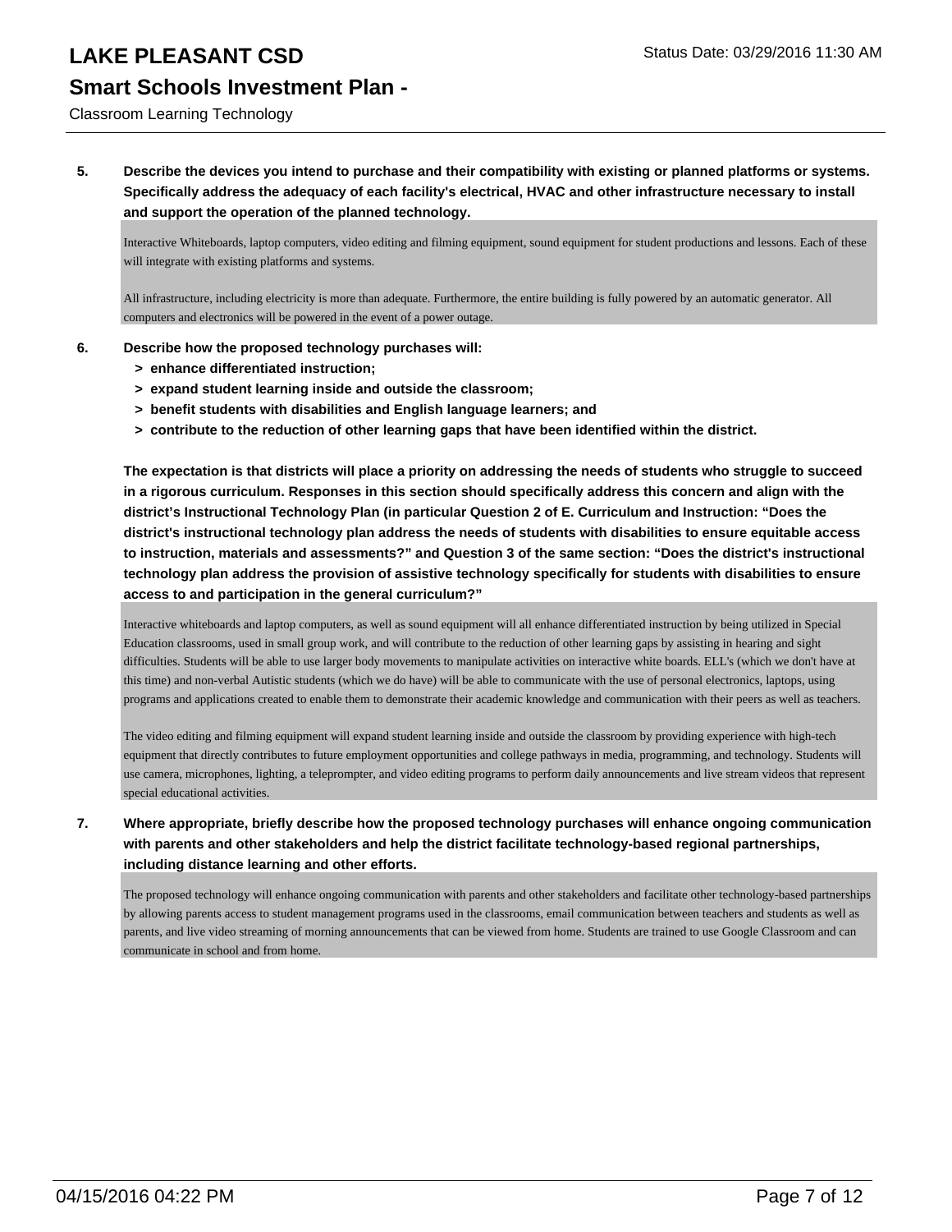# LAKE PLEASANT CSD

## Smart Schools Investment Plan -

Classroom Learning Technology

**5. Describe the devices you intend to purchase and their compatibility with existing or planned platforms or systems. Specifically address the adequacy of each facility's electrical, HVAC and other infrastructure necessary to install and support the operation of the planned technology.**

Interactive Whiteboards, laptop computers, video editing and filming equipment, sound equipment for student productions and lessons. Each of these will integrate with existing platforms and systems.

All infrastructure, including electricity is more than adequate. Furthermore, the entire building is fully powered by an automatic generator. All computers and electronics will be powered in the event of a power outage.

**6. Describe how the proposed technology purchases will:**

- **> enhance differentiated instruction;**
- **> expand student learning inside and outside the classroom;**
- **> benefit students with disabilities and English language learners; and**
- **> contribute to the reduction of other learning gaps that have been identified within the district.**

**The expectation is that districts will place a priority on addressing the needs of students who struggle to succeed in a rigorous curriculum. Responses in this section should specifically address this concern and align with the district's Instructional Technology Plan (in particular Question 2 of E. Curriculum and Instruction: "Does the district's instructional technology plan address the needs of students with disabilities to ensure equitable access to instruction, materials and assessments?" and Question 3 of the same section: "Does the district's instructional technology plan address the provision of assistive technology specifically for students with disabilities to ensure access to and participation in the general curriculum?"**

Interactive whiteboards and laptop computers, as well as sound equipment will all enhance differentiated instruction by being utilized in Special Education classrooms, used in small group work, and will contribute to the reduction of other learning gaps by assisting in hearing and sight difficulties. Students will be able to use larger body movements to manipulate activities on interactive white boards. ELL's (which we don't have at this time) and non-verbal Autistic students (which we do have) will be able to communicate with the use of personal electronics, laptops, using programs and applications created to enable them to demonstrate their academic knowledge and communication with their peers as well as teachers.

The video editing and filming equipment will expand student learning inside and outside the classroom by providing experience with high-tech equipment that directly contributes to future employment opportunities and college pathways in media, programming, and technology. Students will use camera, microphones, lighting, a teleprompter, and video editing programs to perform daily announcements and live stream videos that represent special educational activities.

**7. Where appropriate, briefly describe how the proposed technology purchases will enhance ongoing communication with parents and other stakeholders and help the district facilitate technology-based regional partnerships, including distance learning and other efforts.**

The proposed technology will enhance ongoing communication with parents and other stakeholders and facilitate other technology-based partnerships by allowing parents access to student management programs used in the classrooms, email communication between teachers and students as well as parents, and live video streaming of morning announcements that can be viewed from home. Students are trained to use Google Classroom and can communicate in school and from home.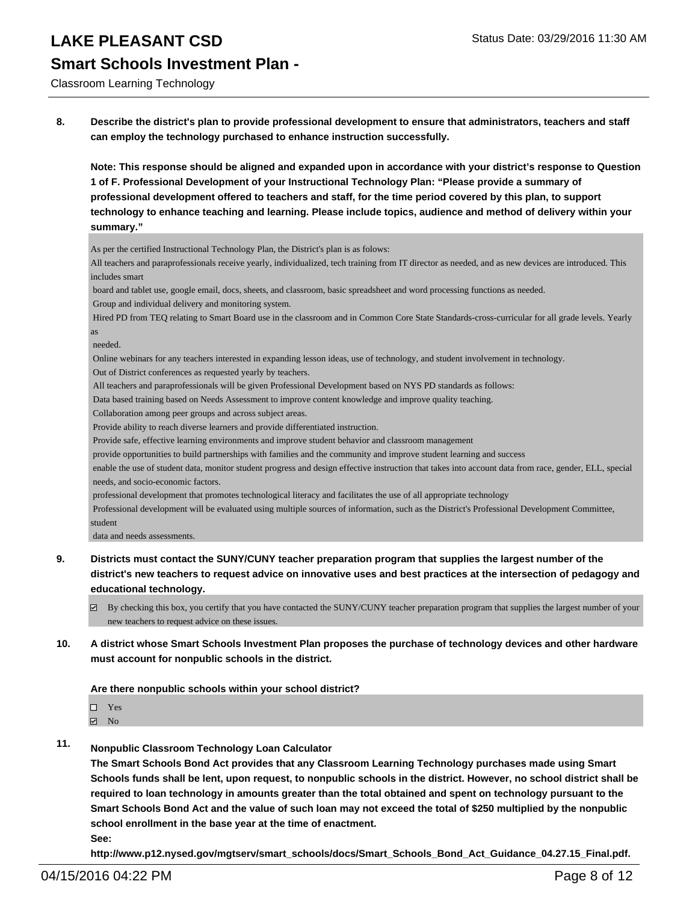**8. Describe the district's plan to provide professional development to ensure that administrators, teachers and staff can employ the technology purchased to enhance instruction successfully.**

**Note: This response should be aligned and expanded upon in accordance with your district's response to Question 1 of F. Professional Development of your Instructional Technology Plan: "Please provide a summary of professional development offered to teachers and staff, for the time period covered by this plan, to support technology to enhance teaching and learning. Please include topics, audience and method of delivery within your summary."**

As per the certified Instructional Technology Plan, the District's plan is as folows:
All teachers and paraprofessionals receive yearly, individualized, tech training from IT director as needed, and as new devices are introduced. This includes smart
board and tablet use, google email, docs, sheets, and classroom, basic spreadsheet and word processing functions as needed.
Group and individual delivery and monitoring system.
Hired PD from TEQ relating to Smart Board use in the classroom and in Common Core State Standards-cross-curricular for all grade levels. Yearly as
needed.
Online webinars for any teachers interested in expanding lesson ideas, use of technology, and student involvement in technology.
Out of District conferences as requested yearly by teachers.
All teachers and paraprofessionals will be given Professional Development based on NYS PD standards as follows:
Data based training based on Needs Assessment to improve content knowledge and improve quality teaching.
Collaboration among peer groups and across subject areas.
Provide ability to reach diverse learners and provide differentiated instruction.
Provide safe, effective learning environments and improve student behavior and classroom management
provide opportunities to build partnerships with families and the community and improve student learning and success
enable the use of student data, monitor student progress and design effective instruction that takes into account data from race, gender, ELL, special needs, and socio-economic factors.
professional development that promotes technological literacy and facilitates the use of all appropriate technology
Professional development will be evaluated using multiple sources of information, such as the District's Professional Development Committee, student
data and needs assessments.

**9. Districts must contact the SUNY/CUNY teacher preparation program that supplies the largest number of the district's new teachers to request advice on innovative uses and best practices at the intersection of pedagogy and educational technology.**

☑ By checking this box, you certify that you have contacted the SUNY/CUNY teacher preparation program that supplies the largest number of your new teachers to request advice on these issues.

**10. A district whose Smart Schools Investment Plan proposes the purchase of technology devices and other hardware must account for nonpublic schools in the district.**

**Are there nonpublic schools within your school district?**

☐ Yes
☑ No

**11. Nonpublic Classroom Technology Loan Calculator**
**The Smart Schools Bond Act provides that any Classroom Learning Technology purchases made using Smart Schools funds shall be lent, upon request, to nonpublic schools in the district. However, no school district shall be required to loan technology in amounts greater than the total obtained and spent on technology pursuant to the Smart Schools Bond Act and the value of such loan may not exceed the total of $250 multiplied by the nonpublic school enrollment in the base year at the time of enactment.**
**See:**
**http://www.p12.nysed.gov/mgtserv/smart_schools/docs/Smart_Schools_Bond_Act_Guidance_04.27.15_Final.pdf.**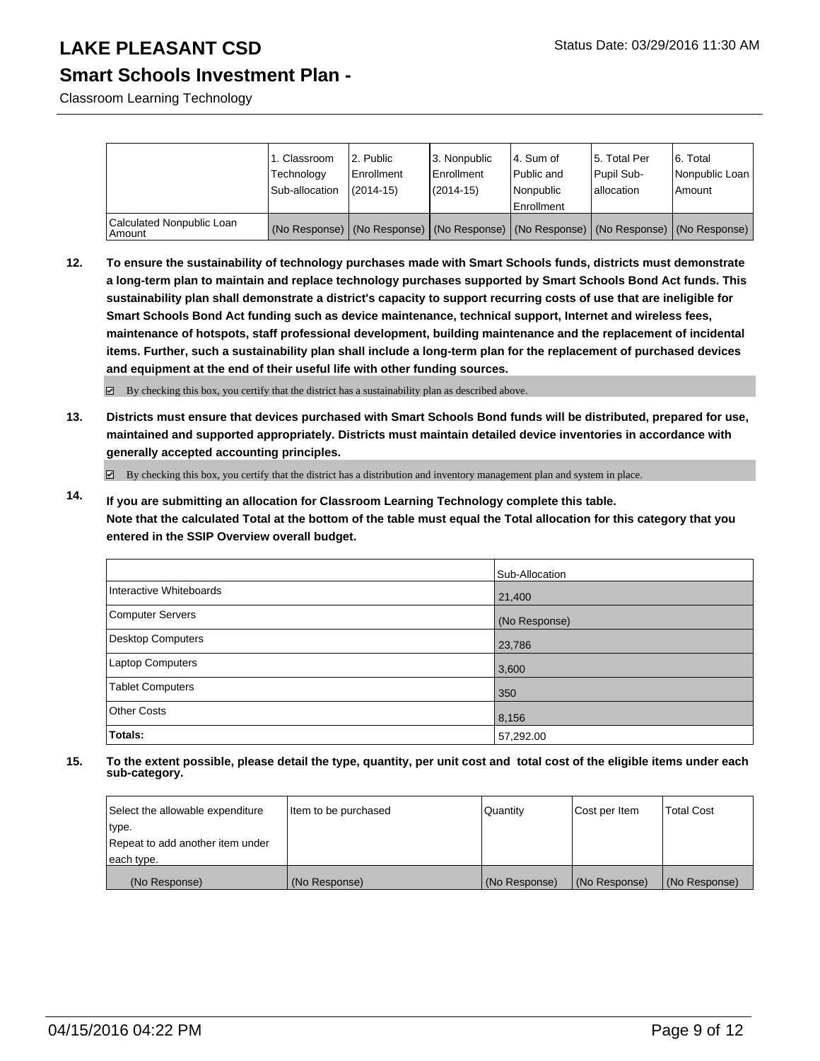# LAKE PLEASANT CSD

Status Date: 03/29/2016 11:30 AM

## Smart Schools Investment Plan -

Classroom Learning Technology

| | 1. Classroom Technology Sub-allocation | 2. Public Enrollment (2014-15) | 3. Nonpublic Enrollment (2014-15) | 4. Sum of Public and Nonpublic Enrollment | 5. Total Per Pupil Sub-allocation | 6. Total Nonpublic Loan Amount |
|---|---|---|---|---|---|---|
| Calculated Nonpublic Loan Amount | (No Response) | (No Response) | (No Response) | (No Response) | (No Response) | (No Response) |

**12. To ensure the sustainability of technology purchases made with Smart Schools funds, districts must demonstrate a long-term plan to maintain and replace technology purchases supported by Smart Schools Bond Act funds. This sustainability plan shall demonstrate a district's capacity to support recurring costs of use that are ineligible for Smart Schools Bond Act funding such as device maintenance, technical support, Internet and wireless fees, maintenance of hotspots, staff professional development, building maintenance and the replacement of incidental items. Further, such a sustainability plan shall include a long-term plan for the replacement of purchased devices and equipment at the end of their useful life with other funding sources.**

☑ By checking this box, you certify that the district has a sustainability plan as described above.

**13. Districts must ensure that devices purchased with Smart Schools Bond funds will be distributed, prepared for use, maintained and supported appropriately. Districts must maintain detailed device inventories in accordance with generally accepted accounting principles.**

☑ By checking this box, you certify that the district has a distribution and inventory management plan and system in place.

**14. If you are submitting an allocation for Classroom Learning Technology complete this table. Note that the calculated Total at the bottom of the table must equal the Total allocation for this category that you entered in the SSIP Overview overall budget.**

| | Sub-Allocation |
|---|---|
| Interactive Whiteboards | 21,400 |
| Computer Servers | (No Response) |
| Desktop Computers | 23,786 |
| Laptop Computers | 3,600 |
| Tablet Computers | 350 |
| Other Costs | 8,156 |
| **Totals:** | 57,292.00 |

**15. To the extent possible, please detail the type, quantity, per unit cost and total cost of the eligible items under each sub-category.**

| Select the allowable expenditure type. Repeat to add another item under each type. | Item to be purchased | Quantity | Cost per Item | Total Cost |
|---|---|---|---|---|
| (No Response) | (No Response) | (No Response) | (No Response) | (No Response) |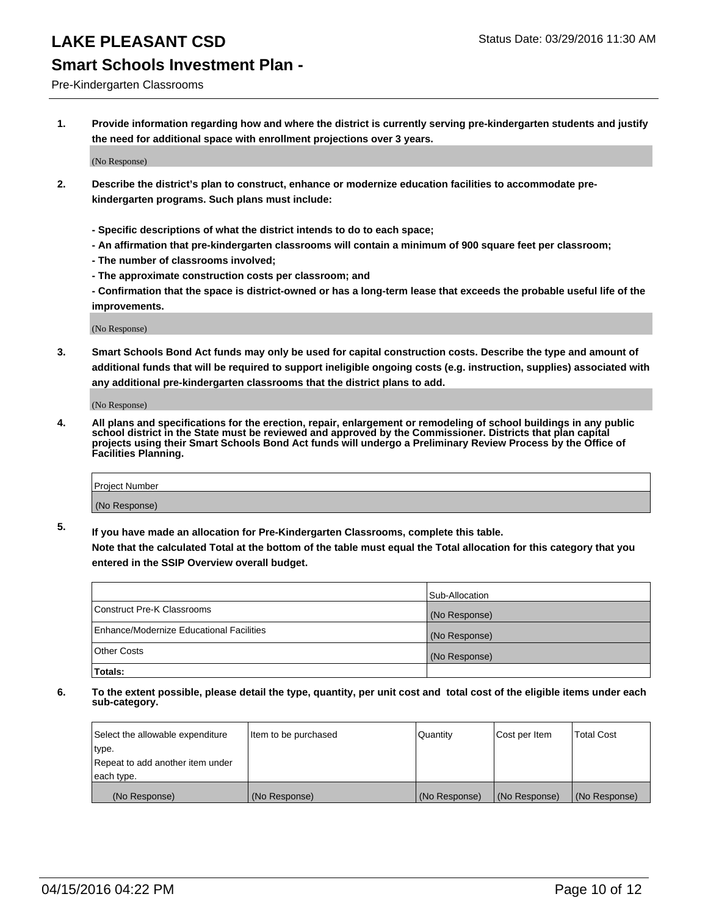# LAKE PLEASANT CSD

Status Date: 03/29/2016 11:30 AM

## Smart Schools Investment Plan -

Pre-Kindergarten Classrooms

**1. Provide information regarding how and where the district is currently serving pre-kindergarten students and justify the need for additional space with enrollment projections over 3 years.**

(No Response)

**2. Describe the district's plan to construct, enhance or modernize education facilities to accommodate pre-kindergarten programs. Such plans must include:**

**- Specific descriptions of what the district intends to do to each space;**
**- An affirmation that pre-kindergarten classrooms will contain a minimum of 900 square feet per classroom;**
**- The number of classrooms involved;**
**- The approximate construction costs per classroom; and**
**- Confirmation that the space is district-owned or has a long-term lease that exceeds the probable useful life of the improvements.**

(No Response)

**3. Smart Schools Bond Act funds may only be used for capital construction costs. Describe the type and amount of additional funds that will be required to support ineligible ongoing costs (e.g. instruction, supplies) associated with any additional pre-kindergarten classrooms that the district plans to add.**

(No Response)

**4. All plans and specifications for the erection, repair, enlargement or remodeling of school buildings in any public school district in the State must be reviewed and approved by the Commissioner. Districts that plan capital projects using their Smart Schools Bond Act funds will undergo a Preliminary Review Process by the Office of Facilities Planning.**

| Project Number |
|---|
| (No Response) |

**5. If you have made an allocation for Pre-Kindergarten Classrooms, complete this table. Note that the calculated Total at the bottom of the table must equal the Total allocation for this category that you entered in the SSIP Overview overall budget.**

| | Sub-Allocation |
|---|---|
| Construct Pre-K Classrooms | (No Response) |
| Enhance/Modernize Educational Facilities | (No Response) |
| Other Costs | (No Response) |
| **Totals:** | |

**6. To the extent possible, please detail the type, quantity, per unit cost and total cost of the eligible items under each sub-category.**

| Select the allowable expenditure type. Repeat to add another item under each type. | Item to be purchased | Quantity | Cost per Item | Total Cost |
|---|---|---|---|---|
| (No Response) | (No Response) | (No Response) | (No Response) | (No Response) |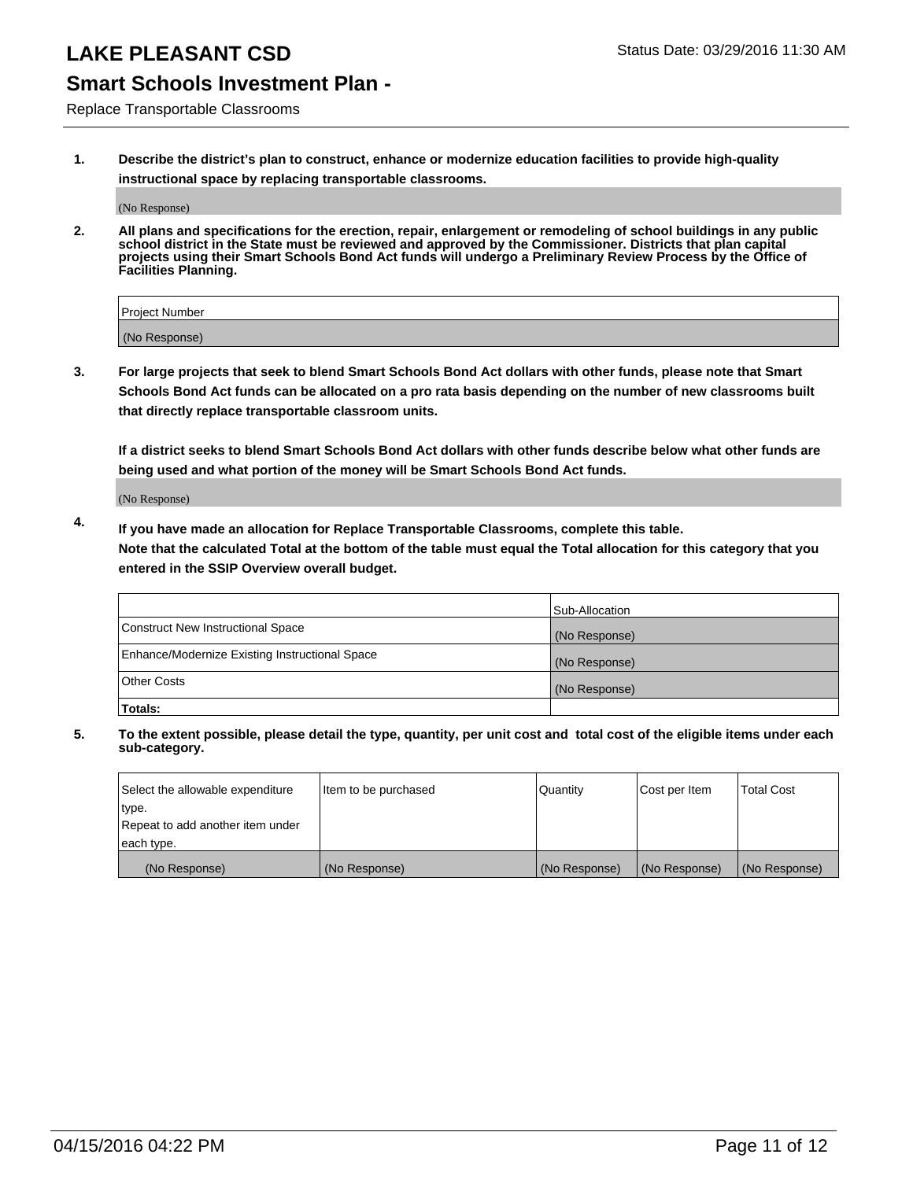# LAKE PLEASANT CSD

Status Date: 03/29/2016 11:30 AM

## Smart Schools Investment Plan -

Replace Transportable Classrooms

**1. Describe the district's plan to construct, enhance or modernize education facilities to provide high-quality instructional space by replacing transportable classrooms.**

(No Response)

**2. All plans and specifications for the erection, repair, enlargement or remodeling of school buildings in any public school district in the State must be reviewed and approved by the Commissioner. Districts that plan capital projects using their Smart Schools Bond Act funds will undergo a Preliminary Review Process by the Office of Facilities Planning.**

| Project Number |
|---|
| (No Response) |

**3. For large projects that seek to blend Smart Schools Bond Act dollars with other funds, please note that Smart Schools Bond Act funds can be allocated on a pro rata basis depending on the number of new classrooms built that directly replace transportable classroom units.**

**If a district seeks to blend Smart Schools Bond Act dollars with other funds describe below what other funds are being used and what portion of the money will be Smart Schools Bond Act funds.**

(No Response)

**4. If you have made an allocation for Replace Transportable Classrooms, complete this table. Note that the calculated Total at the bottom of the table must equal the Total allocation for this category that you entered in the SSIP Overview overall budget.**

| | Sub-Allocation |
|---|---|
| Construct New Instructional Space | (No Response) |
| Enhance/Modernize Existing Instructional Space | (No Response) |
| Other Costs | (No Response) |
| **Totals:** | |

**5. To the extent possible, please detail the type, quantity, per unit cost and total cost of the eligible items under each sub-category.**

| Select the allowable expenditure type. Repeat to add another item under each type. | Item to be purchased | Quantity | Cost per Item | Total Cost |
|---|---|---|---|---|
| (No Response) | (No Response) | (No Response) | (No Response) | (No Response) |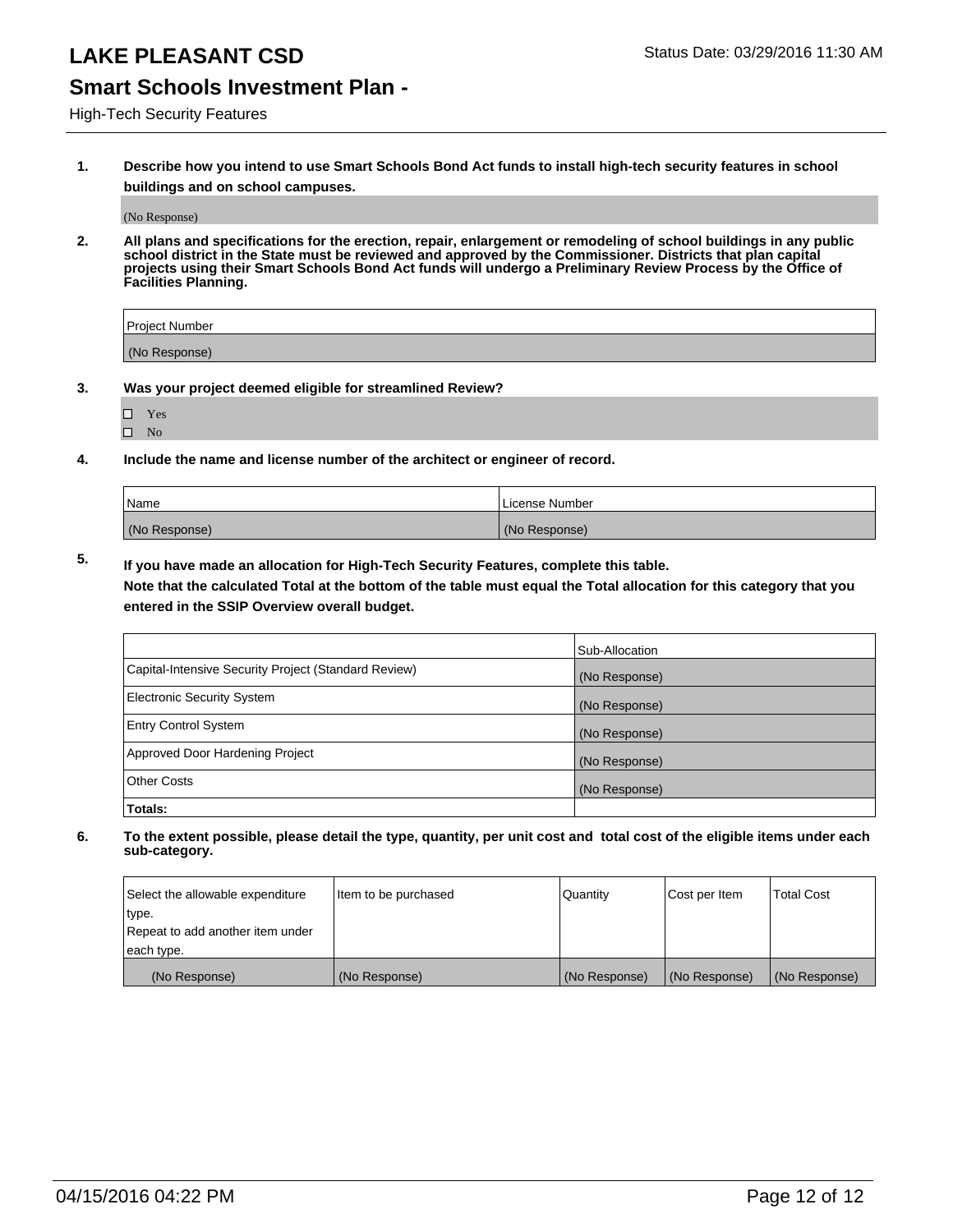# LAKE PLEASANT CSD

Status Date: 03/29/2016 11:30 AM

## Smart Schools Investment Plan -

High-Tech Security Features

**1. Describe how you intend to use Smart Schools Bond Act funds to install high-tech security features in school buildings and on school campuses.**

(No Response)

**2. All plans and specifications for the erection, repair, enlargement or remodeling of school buildings in any public school district in the State must be reviewed and approved by the Commissioner. Districts that plan capital projects using their Smart Schools Bond Act funds will undergo a Preliminary Review Process by the Office of Facilities Planning.**

| Project Number |
|---|
| (No Response) |

**3. Was your project deemed eligible for streamlined Review?**

- ☐ Yes
- ☐ No

**4. Include the name and license number of the architect or engineer of record.**

| Name | License Number |
|---|---|
| (No Response) | (No Response) |

**5. If you have made an allocation for High-Tech Security Features, complete this table.**
**Note that the calculated Total at the bottom of the table must equal the Total allocation for this category that you entered in the SSIP Overview overall budget.**

| | Sub-Allocation |
|---|---|
| Capital-Intensive Security Project (Standard Review) | (No Response) |
| Electronic Security System | (No Response) |
| Entry Control System | (No Response) |
| Approved Door Hardening Project | (No Response) |
| Other Costs | (No Response) |
| **Totals:** | |

**6. To the extent possible, please detail the type, quantity, per unit cost and total cost of the eligible items under each sub-category.**

| Select the allowable expenditure type. Repeat to add another item under each type. | Item to be purchased | Quantity | Cost per Item | Total Cost |
|---|---|---|---|---|
| (No Response) | (No Response) | (No Response) | (No Response) | (No Response) |